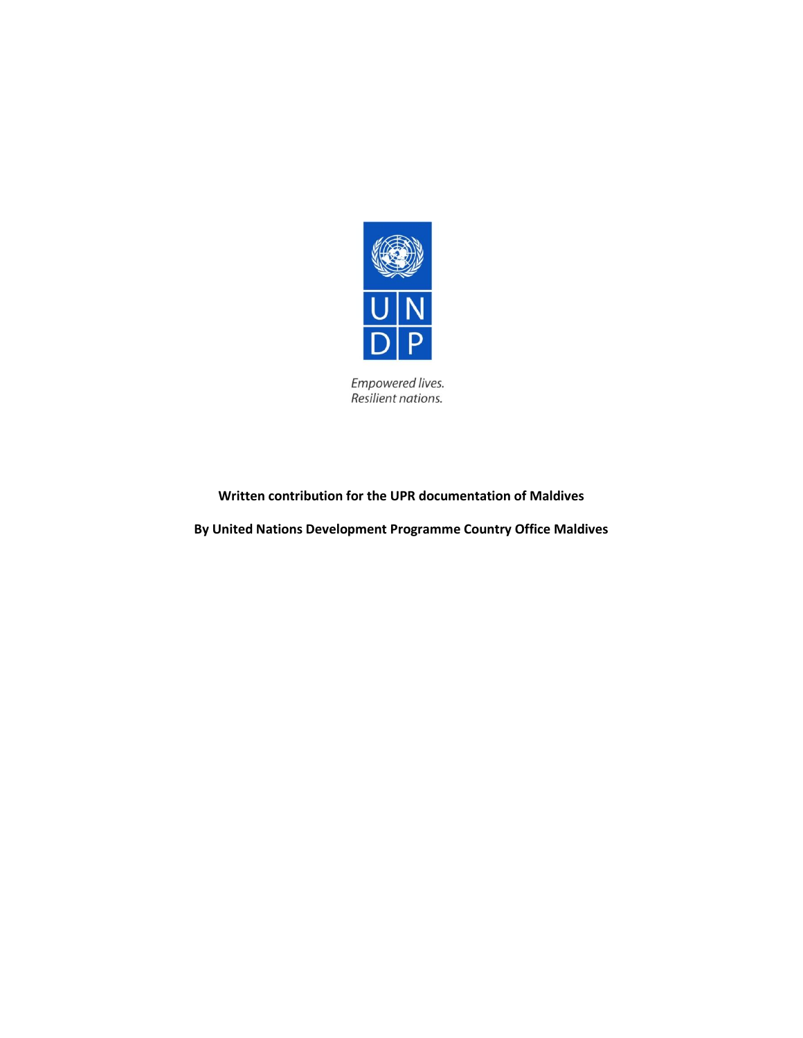Empowered lives.
Resilient nations.

**Written contribution for the UPR documentation of Maldives**

**By United Nations Development Programme Country Office Maldives**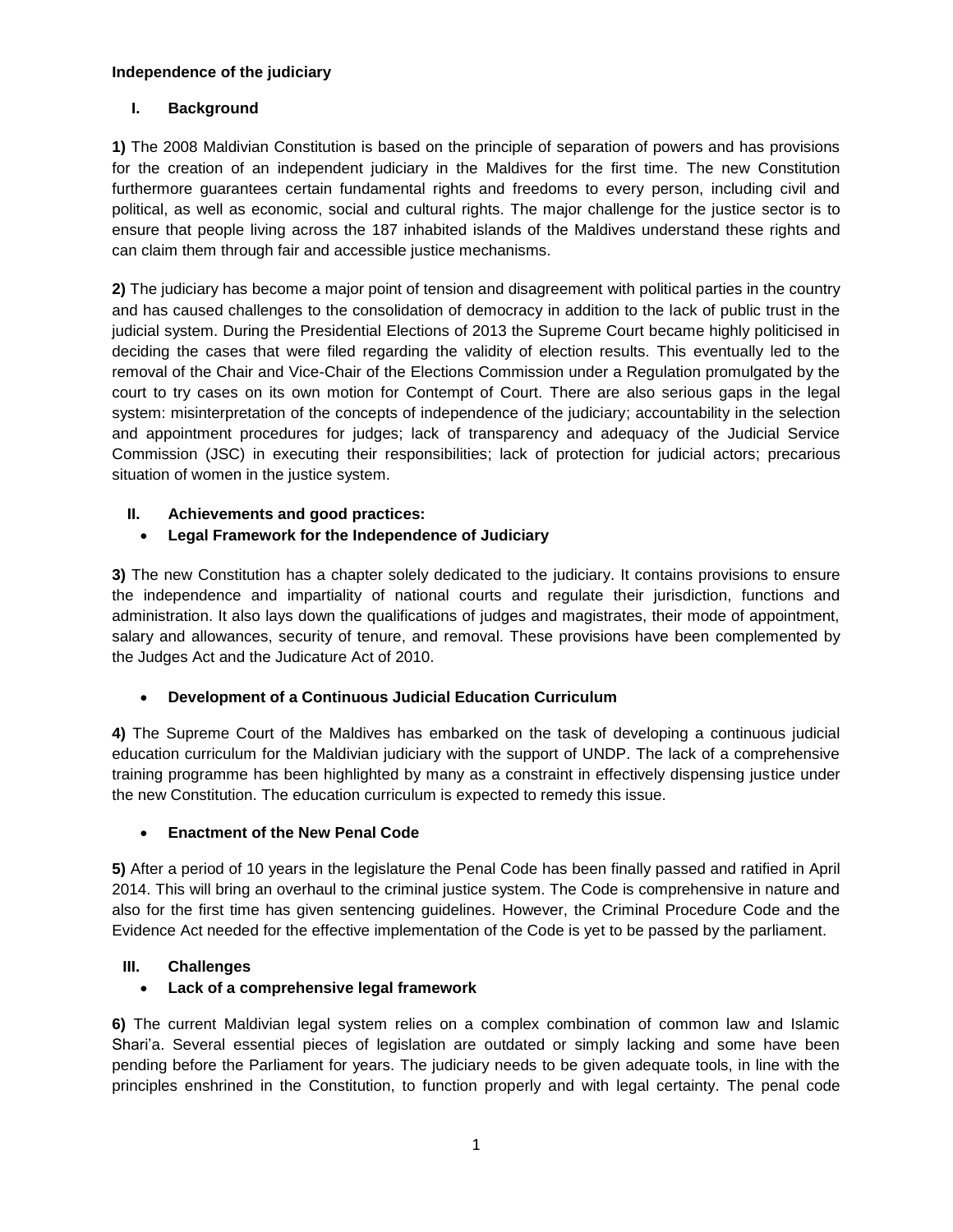**Independence of the judiciary**

## I. Background

**1)** The 2008 Maldivian Constitution is based on the principle of separation of powers and has provisions for the creation of an independent judiciary in the Maldives for the first time. The new Constitution furthermore guarantees certain fundamental rights and freedoms to every person, including civil and political, as well as economic, social and cultural rights. The major challenge for the justice sector is to ensure that people living across the 187 inhabited islands of the Maldives understand these rights and can claim them through fair and accessible justice mechanisms.

**2)** The judiciary has become a major point of tension and disagreement with political parties in the country and has caused challenges to the consolidation of democracy in addition to the lack of public trust in the judicial system. During the Presidential Elections of 2013 the Supreme Court became highly politicised in deciding the cases that were filed regarding the validity of election results. This eventually led to the removal of the Chair and Vice-Chair of the Elections Commission under a Regulation promulgated by the court to try cases on its own motion for Contempt of Court. There are also serious gaps in the legal system: misinterpretation of the concepts of independence of the judiciary; accountability in the selection and appointment procedures for judges; lack of transparency and adequacy of the Judicial Service Commission (JSC) in executing their responsibilities; lack of protection for judicial actors; precarious situation of women in the justice system.

## II. Achievements and good practices:

- **Legal Framework for the Independence of Judiciary**

**3)** The new Constitution has a chapter solely dedicated to the judiciary. It contains provisions to ensure the independence and impartiality of national courts and regulate their jurisdiction, functions and administration. It also lays down the qualifications of judges and magistrates, their mode of appointment, salary and allowances, security of tenure, and removal. These provisions have been complemented by the Judges Act and the Judicature Act of 2010.

- **Development of a Continuous Judicial Education Curriculum**

**4)** The Supreme Court of the Maldives has embarked on the task of developing a continuous judicial education curriculum for the Maldivian judiciary with the support of UNDP. The lack of a comprehensive training programme has been highlighted by many as a constraint in effectively dispensing justice under the new Constitution. The education curriculum is expected to remedy this issue.

- **Enactment of the New Penal Code**

**5)** After a period of 10 years in the legislature the Penal Code has been finally passed and ratified in April 2014. This will bring an overhaul to the criminal justice system. The Code is comprehensive in nature and also for the first time has given sentencing guidelines. However, the Criminal Procedure Code and the Evidence Act needed for the effective implementation of the Code is yet to be passed by the parliament.

## III. Challenges

- **Lack of a comprehensive legal framework**

**6)** The current Maldivian legal system relies on a complex combination of common law and Islamic Shari'a. Several essential pieces of legislation are outdated or simply lacking and some have been pending before the Parliament for years. The judiciary needs to be given adequate tools, in line with the principles enshrined in the Constitution, to function properly and with legal certainty. The penal code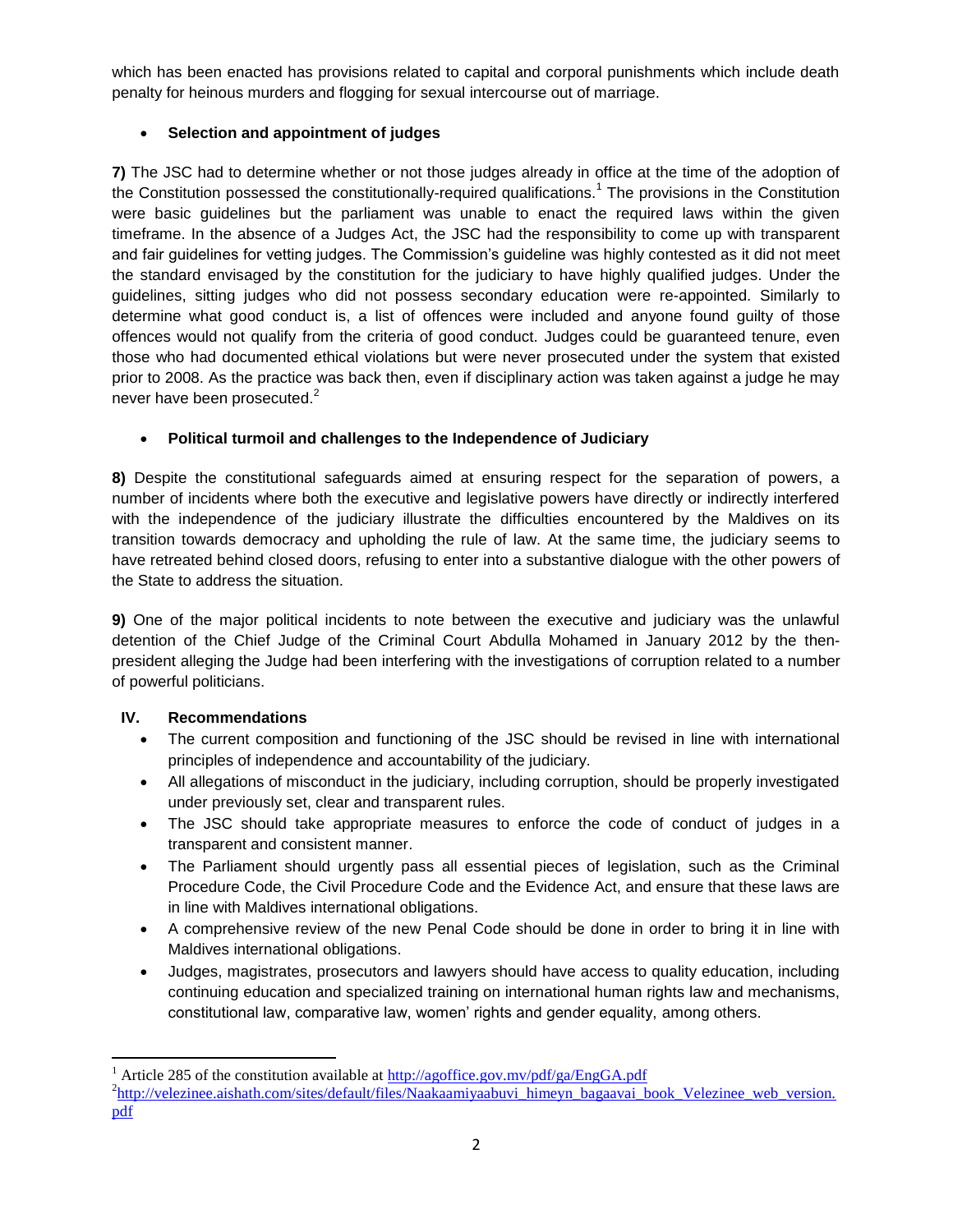which has been enacted has provisions related to capital and corporal punishments which include death penalty for heinous murders and flogging for sexual intercourse out of marriage.

- **Selection and appointment of judges**

**7)** The JSC had to determine whether or not those judges already in office at the time of the adoption of the Constitution possessed the constitutionally-required qualifications.[1] The provisions in the Constitution were basic guidelines but the parliament was unable to enact the required laws within the given timeframe. In the absence of a Judges Act, the JSC had the responsibility to come up with transparent and fair guidelines for vetting judges. The Commission's guideline was highly contested as it did not meet the standard envisaged by the constitution for the judiciary to have highly qualified judges. Under the guidelines, sitting judges who did not possess secondary education were re-appointed. Similarly to determine what good conduct is, a list of offences were included and anyone found guilty of those offences would not qualify from the criteria of good conduct. Judges could be guaranteed tenure, even those who had documented ethical violations but were never prosecuted under the system that existed prior to 2008. As the practice was back then, even if disciplinary action was taken against a judge he may never have been prosecuted.[2]

- **Political turmoil and challenges to the Independence of Judiciary**

**8)** Despite the constitutional safeguards aimed at ensuring respect for the separation of powers, a number of incidents where both the executive and legislative powers have directly or indirectly interfered with the independence of the judiciary illustrate the difficulties encountered by the Maldives on its transition towards democracy and upholding the rule of law. At the same time, the judiciary seems to have retreated behind closed doors, refusing to enter into a substantive dialogue with the other powers of the State to address the situation.

**9)** One of the major political incidents to note between the executive and judiciary was the unlawful detention of the Chief Judge of the Criminal Court Abdulla Mohamed in January 2012 by the then-president alleging the Judge had been interfering with the investigations of corruption related to a number of powerful politicians.

## IV. Recommendations

- The current composition and functioning of the JSC should be revised in line with international principles of independence and accountability of the judiciary.
- All allegations of misconduct in the judiciary, including corruption, should be properly investigated under previously set, clear and transparent rules.
- The JSC should take appropriate measures to enforce the code of conduct of judges in a transparent and consistent manner.
- The Parliament should urgently pass all essential pieces of legislation, such as the Criminal Procedure Code, the Civil Procedure Code and the Evidence Act, and ensure that these laws are in line with Maldives international obligations.
- A comprehensive review of the new Penal Code should be done in order to bring it in line with Maldives international obligations.
- Judges, magistrates, prosecutors and lawyers should have access to quality education, including continuing education and specialized training on international human rights law and mechanisms, constitutional law, comparative law, women' rights and gender equality, among others.

---

[1] Article 285 of the constitution available at http://agoffice.gov.mv/pdf/ga/EngGA.pdf

[2] http://velezinee.aishath.com/sites/default/files/Naakaamiyaabuvi_himeyn_bagaavai_book_Velezinee_web_version.pdf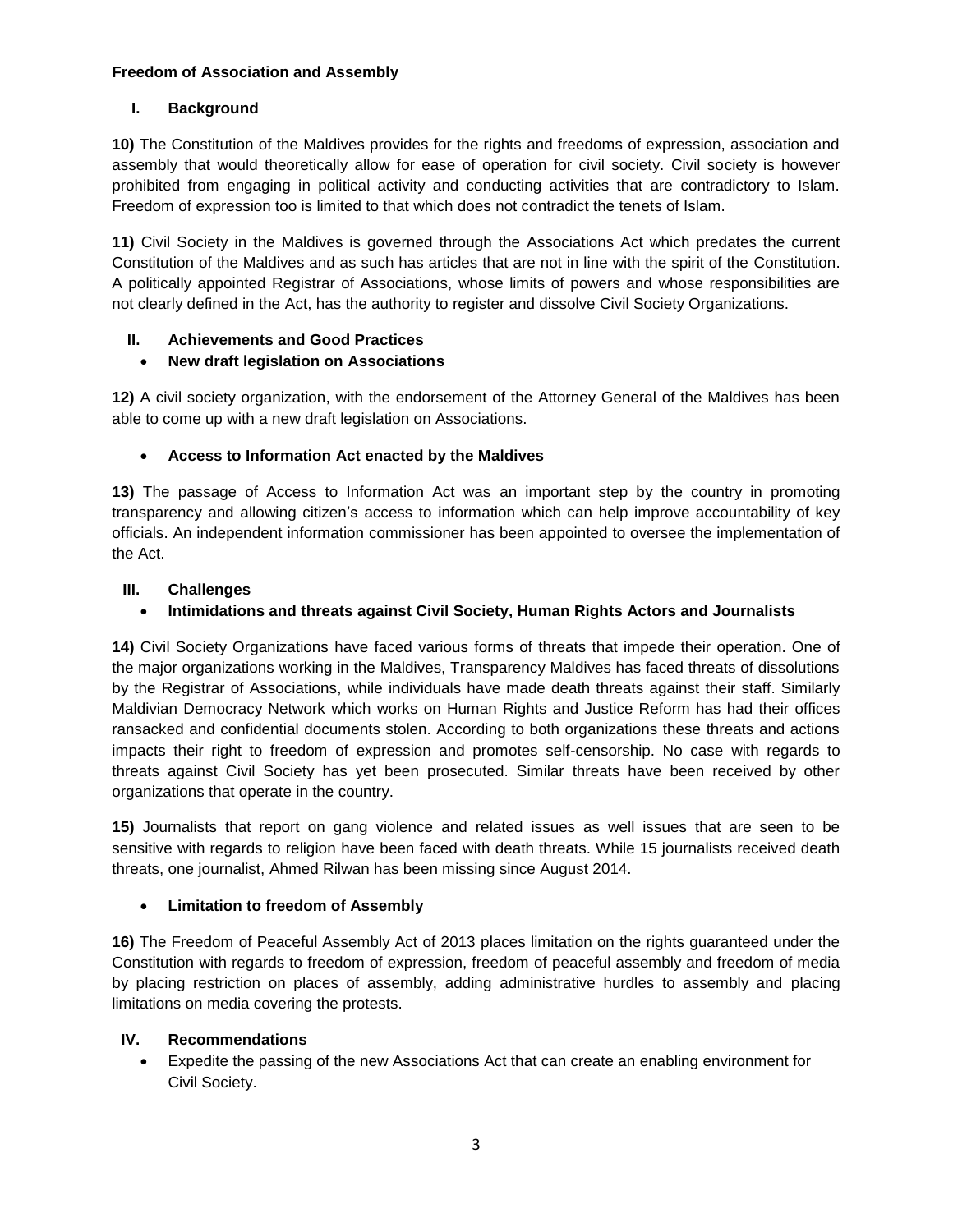**Freedom of Association and Assembly**

## I. Background

**10)** The Constitution of the Maldives provides for the rights and freedoms of expression, association and assembly that would theoretically allow for ease of operation for civil society. Civil society is however prohibited from engaging in political activity and conducting activities that are contradictory to Islam. Freedom of expression too is limited to that which does not contradict the tenets of Islam.

**11)** Civil Society in the Maldives is governed through the Associations Act which predates the current Constitution of the Maldives and as such has articles that are not in line with the spirit of the Constitution. A politically appointed Registrar of Associations, whose limits of powers and whose responsibilities are not clearly defined in the Act, has the authority to register and dissolve Civil Society Organizations.

## II. Achievements and Good Practices

- **New draft legislation on Associations**

**12)** A civil society organization, with the endorsement of the Attorney General of the Maldives has been able to come up with a new draft legislation on Associations.

- **Access to Information Act enacted by the Maldives**

**13)** The passage of Access to Information Act was an important step by the country in promoting transparency and allowing citizen's access to information which can help improve accountability of key officials. An independent information commissioner has been appointed to oversee the implementation of the Act.

## III. Challenges

- **Intimidations and threats against Civil Society, Human Rights Actors and Journalists**

**14)** Civil Society Organizations have faced various forms of threats that impede their operation. One of the major organizations working in the Maldives, Transparency Maldives has faced threats of dissolutions by the Registrar of Associations, while individuals have made death threats against their staff. Similarly Maldivian Democracy Network which works on Human Rights and Justice Reform has had their offices ransacked and confidential documents stolen. According to both organizations these threats and actions impacts their right to freedom of expression and promotes self-censorship. No case with regards to threats against Civil Society has yet been prosecuted. Similar threats have been received by other organizations that operate in the country.

**15)** Journalists that report on gang violence and related issues as well issues that are seen to be sensitive with regards to religion have been faced with death threats. While 15 journalists received death threats, one journalist, Ahmed Rilwan has been missing since August 2014.

- **Limitation to freedom of Assembly**

**16)** The Freedom of Peaceful Assembly Act of 2013 places limitation on the rights guaranteed under the Constitution with regards to freedom of expression, freedom of peaceful assembly and freedom of media by placing restriction on places of assembly, adding administrative hurdles to assembly and placing limitations on media covering the protests.

## IV. Recommendations

- Expedite the passing of the new Associations Act that can create an enabling environment for Civil Society.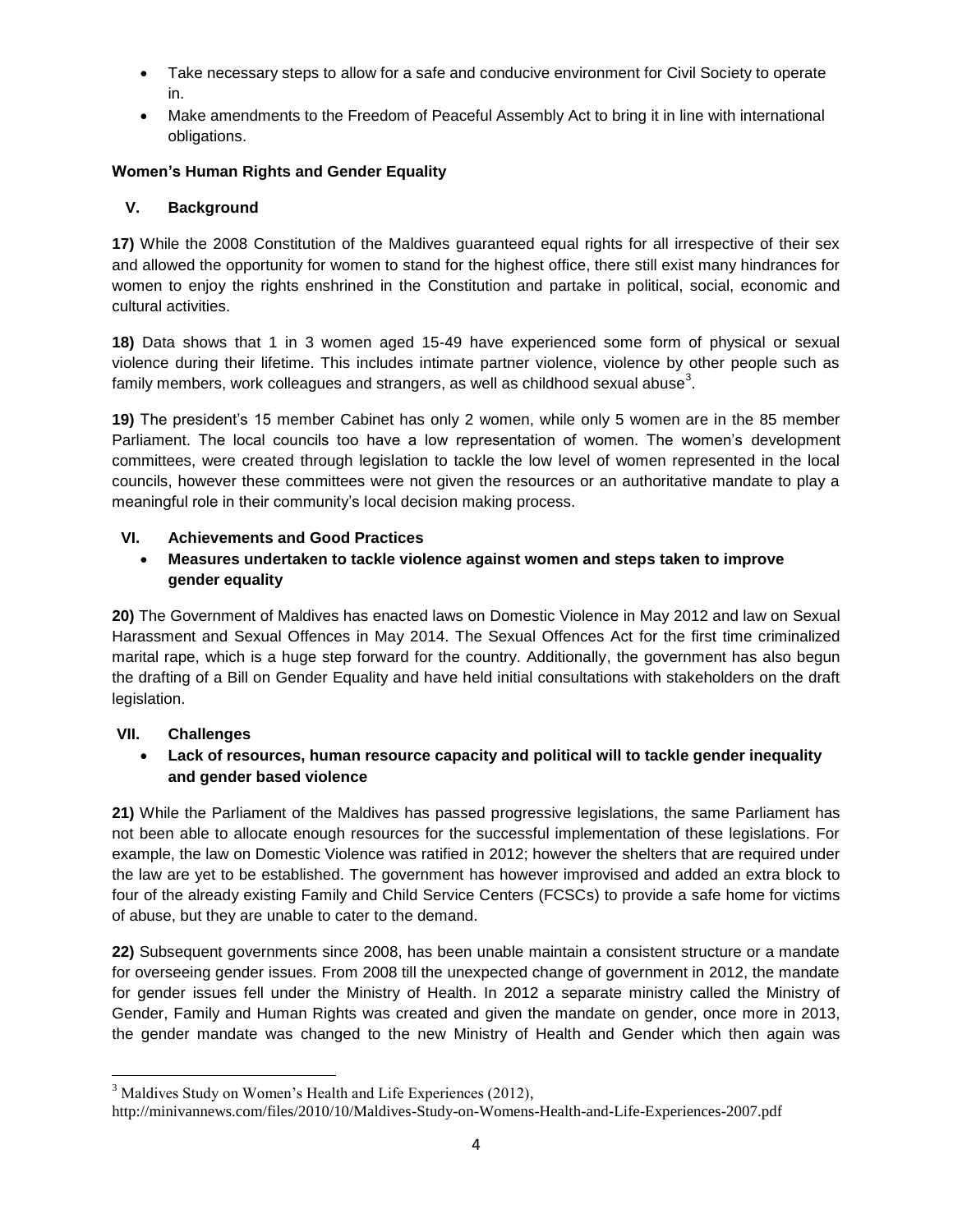- Take necessary steps to allow for a safe and conducive environment for Civil Society to operate in.
- Make amendments to the Freedom of Peaceful Assembly Act to bring it in line with international obligations.

**Women's Human Rights and Gender Equality**

**V. Background**

**17)** While the 2008 Constitution of the Maldives guaranteed equal rights for all irrespective of their sex and allowed the opportunity for women to stand for the highest office, there still exist many hindrances for women to enjoy the rights enshrined in the Constitution and partake in political, social, economic and cultural activities.

**18)** Data shows that 1 in 3 women aged 15-49 have experienced some form of physical or sexual violence during their lifetime. This includes intimate partner violence, violence by other people such as family members, work colleagues and strangers, as well as childhood sexual abuse[3].

**19)** The president's 15 member Cabinet has only 2 women, while only 5 women are in the 85 member Parliament. The local councils too have a low representation of women. The women's development committees, were created through legislation to tackle the low level of women represented in the local councils, however these committees were not given the resources or an authoritative mandate to play a meaningful role in their community's local decision making process.

**VI. Achievements and Good Practices**

- **Measures undertaken to tackle violence against women and steps taken to improve gender equality**

**20)** The Government of Maldives has enacted laws on Domestic Violence in May 2012 and law on Sexual Harassment and Sexual Offences in May 2014. The Sexual Offences Act for the first time criminalized marital rape, which is a huge step forward for the country. Additionally, the government has also begun the drafting of a Bill on Gender Equality and have held initial consultations with stakeholders on the draft legislation.

**VII. Challenges**

- **Lack of resources, human resource capacity and political will to tackle gender inequality and gender based violence**

**21)** While the Parliament of the Maldives has passed progressive legislations, the same Parliament has not been able to allocate enough resources for the successful implementation of these legislations. For example, the law on Domestic Violence was ratified in 2012; however the shelters that are required under the law are yet to be established. The government has however improvised and added an extra block to four of the already existing Family and Child Service Centers (FCSCs) to provide a safe home for victims of abuse, but they are unable to cater to the demand.

**22)** Subsequent governments since 2008, has been unable maintain a consistent structure or a mandate for overseeing gender issues. From 2008 till the unexpected change of government in 2012, the mandate for gender issues fell under the Ministry of Health. In 2012 a separate ministry called the Ministry of Gender, Family and Human Rights was created and given the mandate on gender, once more in 2013, the gender mandate was changed to the new Ministry of Health and Gender which then again was

---

[3] Maldives Study on Women's Health and Life Experiences (2012), http://minivannews.com/files/2010/10/Maldives-Study-on-Womens-Health-and-Life-Experiences-2007.pdf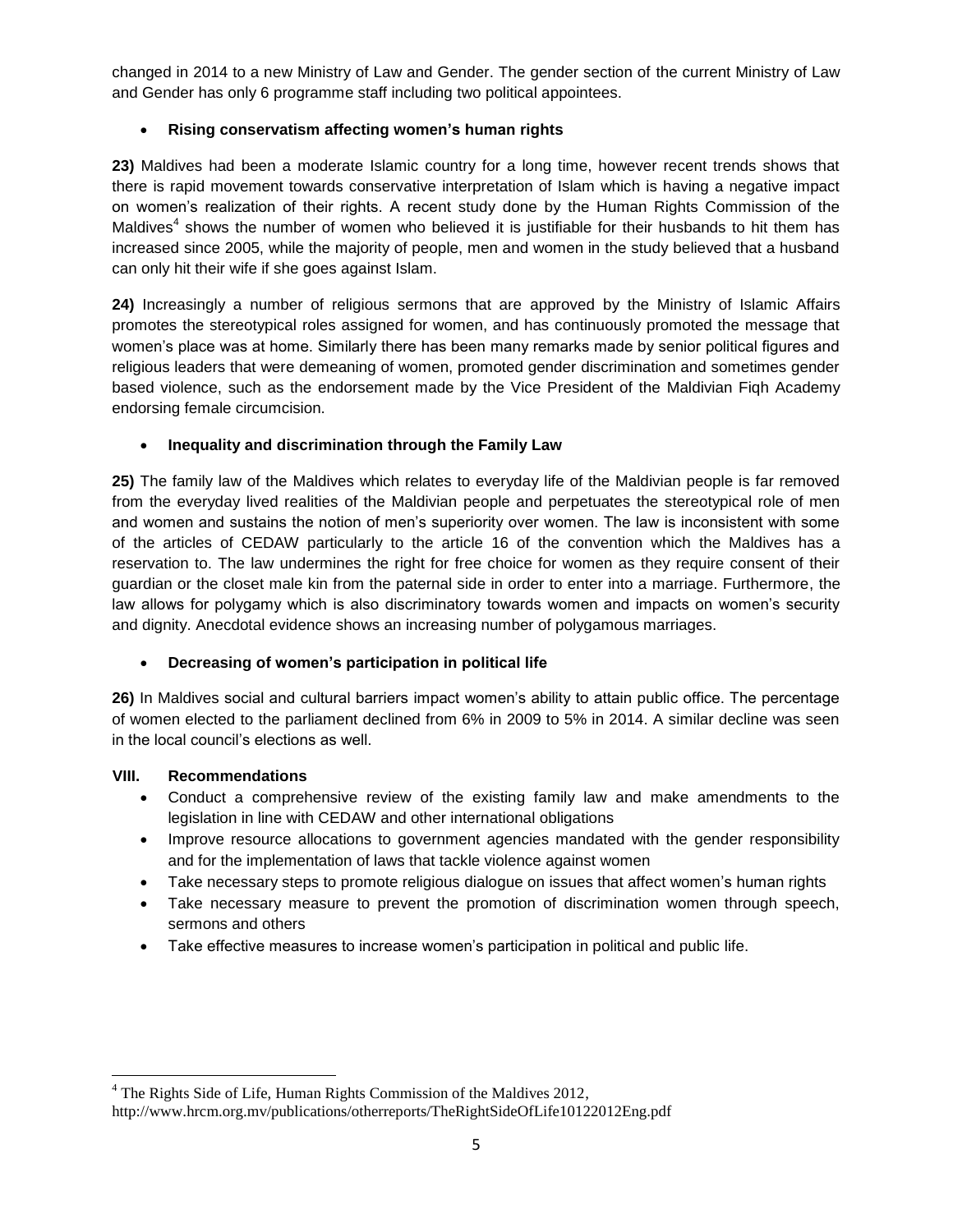changed in 2014 to a new Ministry of Law and Gender. The gender section of the current Ministry of Law and Gender has only 6 programme staff including two political appointees.

- **Rising conservatism affecting women's human rights**

**23)** Maldives had been a moderate Islamic country for a long time, however recent trends shows that there is rapid movement towards conservative interpretation of Islam which is having a negative impact on women's realization of their rights. A recent study done by the Human Rights Commission of the Maldives[4] shows the number of women who believed it is justifiable for their husbands to hit them has increased since 2005, while the majority of people, men and women in the study believed that a husband can only hit their wife if she goes against Islam.

**24)** Increasingly a number of religious sermons that are approved by the Ministry of Islamic Affairs promotes the stereotypical roles assigned for women, and has continuously promoted the message that women's place was at home. Similarly there has been many remarks made by senior political figures and religious leaders that were demeaning of women, promoted gender discrimination and sometimes gender based violence, such as the endorsement made by the Vice President of the Maldivian Fiqh Academy endorsing female circumcision.

- **Inequality and discrimination through the Family Law**

**25)** The family law of the Maldives which relates to everyday life of the Maldivian people is far removed from the everyday lived realities of the Maldivian people and perpetuates the stereotypical role of men and women and sustains the notion of men's superiority over women. The law is inconsistent with some of the articles of CEDAW particularly to the article 16 of the convention which the Maldives has a reservation to. The law undermines the right for free choice for women as they require consent of their guardian or the closet male kin from the paternal side in order to enter into a marriage. Furthermore, the law allows for polygamy which is also discriminatory towards women and impacts on women's security and dignity. Anecdotal evidence shows an increasing number of polygamous marriages.

- **Decreasing of women's participation in political life**

**26)** In Maldives social and cultural barriers impact women's ability to attain public office. The percentage of women elected to the parliament declined from 6% in 2009 to 5% in 2014. A similar decline was seen in the local council's elections as well.

## VIII. Recommendations

- Conduct a comprehensive review of the existing family law and make amendments to the legislation in line with CEDAW and other international obligations
- Improve resource allocations to government agencies mandated with the gender responsibility and for the implementation of laws that tackle violence against women
- Take necessary steps to promote religious dialogue on issues that affect women's human rights
- Take necessary measure to prevent the promotion of discrimination women through speech, sermons and others
- Take effective measures to increase women's participation in political and public life.

---

[4] The Rights Side of Life, Human Rights Commission of the Maldives 2012, http://www.hrcm.org.mv/publications/otherreports/TheRightSideOfLife10122012Eng.pdf